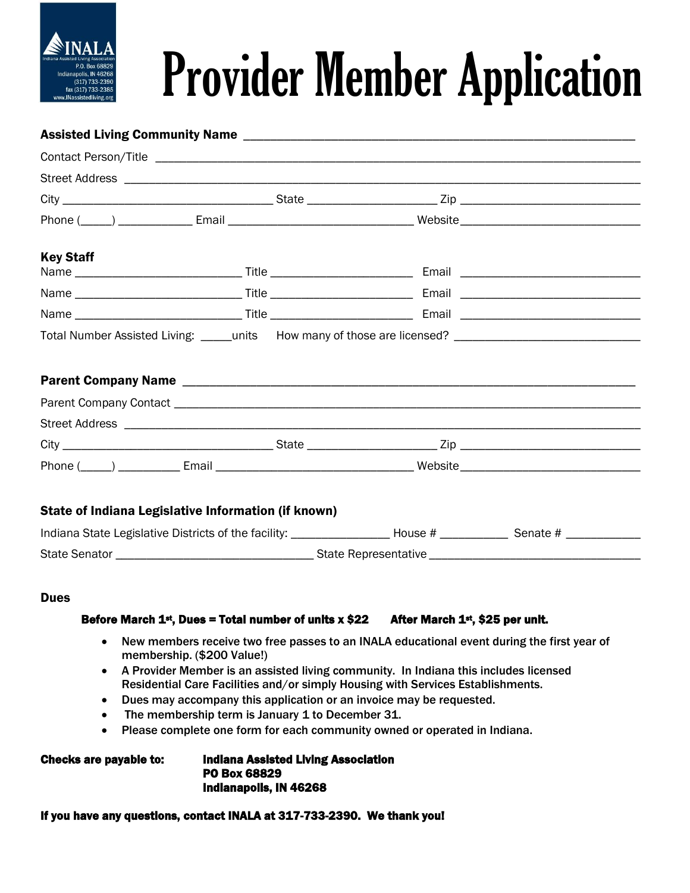INALA
Indiana Assisted Living Association
P.O. Box 68829
Indianapolis, IN 46268
(317) 733-2390
fax (317) 733-2385
www.INassistedliving.org

# Provider Member Application

**Assisted Living Community Name** ___________________________________________________________

Contact Person/Title ___________________________________________________________________________

Street Address _______________________________________________________________________________

City _________________________________ State ____________________ Zip ____________________________

Phone (_____) ____________ Email _____________________________ Website____________________________

**Key Staff**

Name __________________________ Title ______________________ Email ____________________________

Name __________________________ Title ______________________ Email ____________________________

Name __________________________ Title ______________________ Email ____________________________

Total Number Assisted Living: _____units  How many of those are licensed? ____________________________

**Parent Company Name** _______________________________________________________________________

Parent Company Contact _______________________________________________________________________

Street Address _______________________________________________________________________________

City _________________________________ State ____________________ Zip ____________________________

Phone (_____) __________ Email _______________________________ Website____________________________

**State of Indiana Legislative Information (if known)**

Indiana State Legislative Districts of the facility: _______________ House # ___________ Senate # ____________

State Senator _______________________________ State Representative __________________________________

**Dues**

**Before March 1st, Dues = Total number of units x $22  After March 1st, $25 per unit.**

- **New members receive two free passes to an INALA educational event during the first year of membership. ($200 Value!)**
- **A Provider Member is an assisted living community. In Indiana this includes licensed Residential Care Facilities and/or simply Housing with Services Establishments.**
- **Dues may accompany this application or an invoice may be requested.**
- **The membership term is January 1 to December 31.**
- **Please complete one form for each community owned or operated in Indiana.**

**Checks are payable to:** **Indiana Assisted Living Association**
**PO Box 68829**
**Indianapolis, IN 46268**

**If you have any questions, contact INALA at 317-733-2390. We thank you!**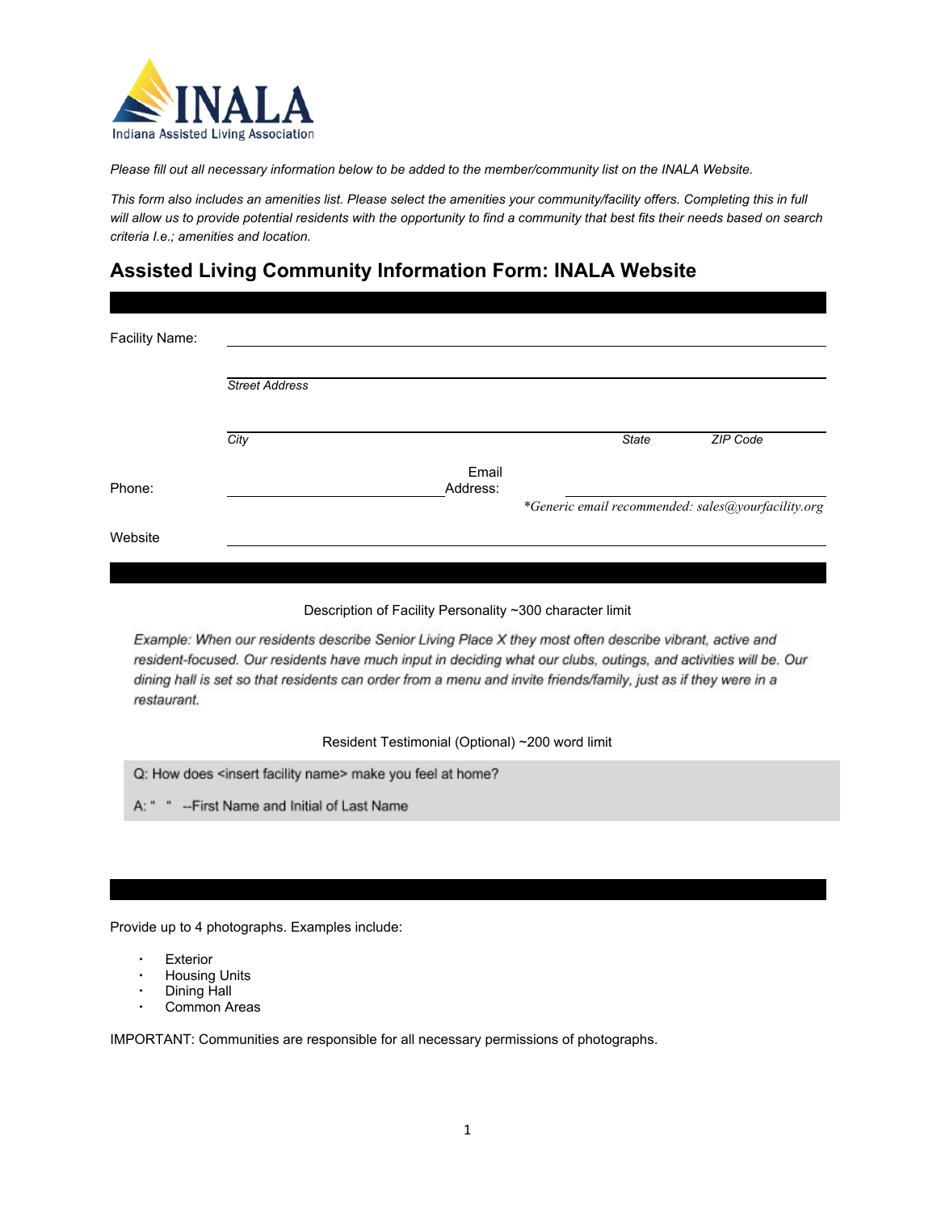*Please fill out all necessary information below to be added to the member/community list on the INALA Website.*

*This form also includes an amenities list. Please select the amenities your community/facility offers. Completing this in full will allow us to provide potential residents with the opportunity to find a community that best fits their needs based on search criteria I.e.; amenities and location.*

## Assisted Living Community Information Form: INALA Website

Facility Name: ____________________

____________________
*Street Address*

____________________
*City* *State* *ZIP Code*

Phone: ____________________ Email Address: ____________________

**Generic email recommended: sales@yourfacility.org*

Website ____________________

Description of Facility Personality ~300 character limit

*Example: When our residents describe Senior Living Place X they most often describe vibrant, active and resident-focused. Our residents have much input in deciding what our clubs, outings, and activities will be. Our dining hall is set so that residents can order from a menu and invite friends/family, just as if they were in a restaurant.*

Resident Testimonial (Optional) ~200 word limit

Q: How does <insert facility name> make you feel at home?

A: " " --First Name and Initial of Last Name

Provide up to 4 photographs. Examples include:

- Exterior
- Housing Units
- Dining Hall
- Common Areas

IMPORTANT: Communities are responsible for all necessary permissions of photographs.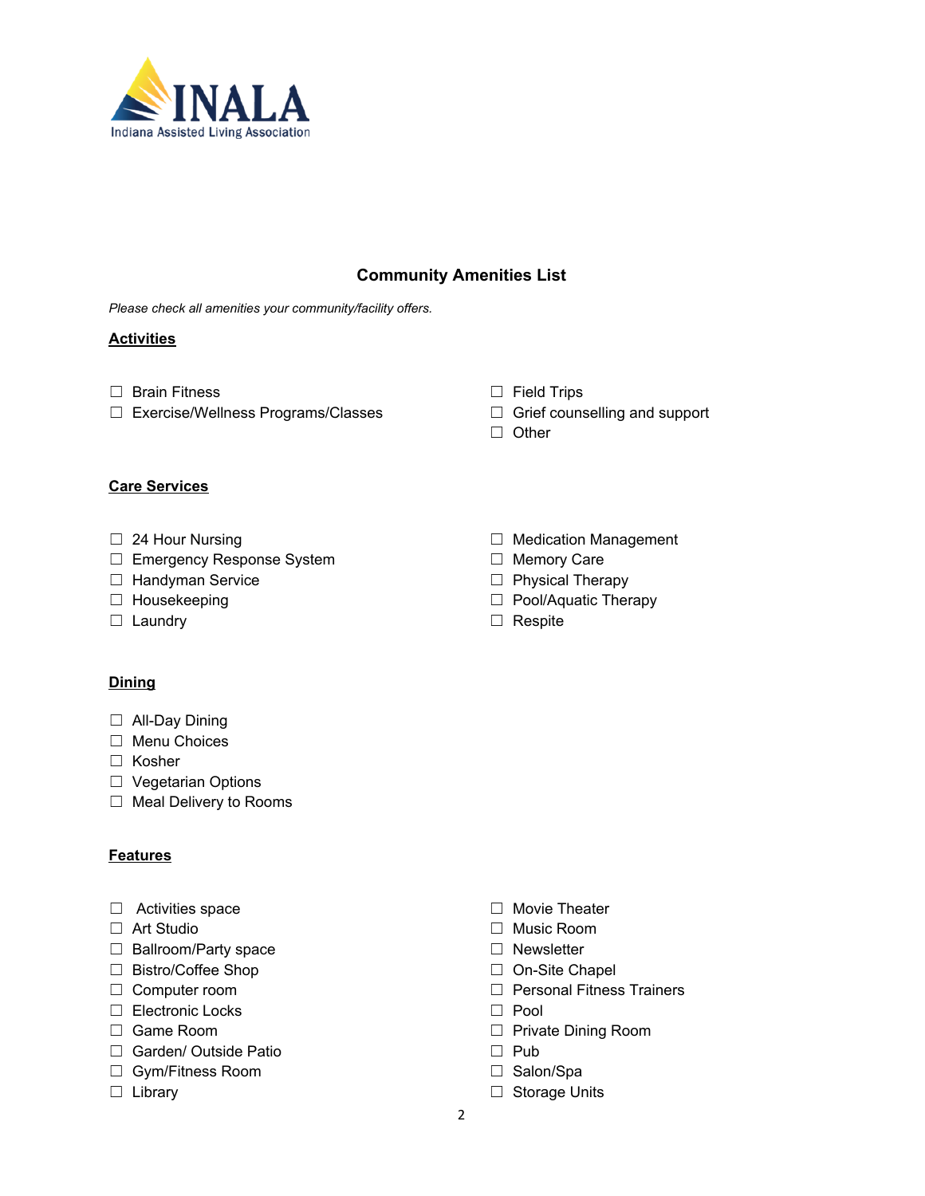INALA

Indiana Assisted Living Association

## Community Amenities List

*Please check all amenities your community/facility offers.*

### Activities

- ☐ Brain Fitness
- ☐ Exercise/Wellness Programs/Classes
- ☐ Field Trips
- ☐ Grief counselling and support
- ☐ Other

### Care Services

- ☐ 24 Hour Nursing
- ☐ Emergency Response System
- ☐ Handyman Service
- ☐ Housekeeping
- ☐ Laundry
- ☐ Medication Management
- ☐ Memory Care
- ☐ Physical Therapy
- ☐ Pool/Aquatic Therapy
- ☐ Respite

### Dining

- ☐ All-Day Dining
- ☐ Menu Choices
- ☐ Kosher
- ☐ Vegetarian Options
- ☐ Meal Delivery to Rooms

### Features

- ☐ Activities space
- ☐ Art Studio
- ☐ Ballroom/Party space
- ☐ Bistro/Coffee Shop
- ☐ Computer room
- ☐ Electronic Locks
- ☐ Game Room
- ☐ Garden/ Outside Patio
- ☐ Gym/Fitness Room
- ☐ Library
- ☐ Movie Theater
- ☐ Music Room
- ☐ Newsletter
- ☐ On-Site Chapel
- ☐ Personal Fitness Trainers
- ☐ Pool
- ☐ Private Dining Room
- ☐ Pub
- ☐ Salon/Spa
- ☐ Storage Units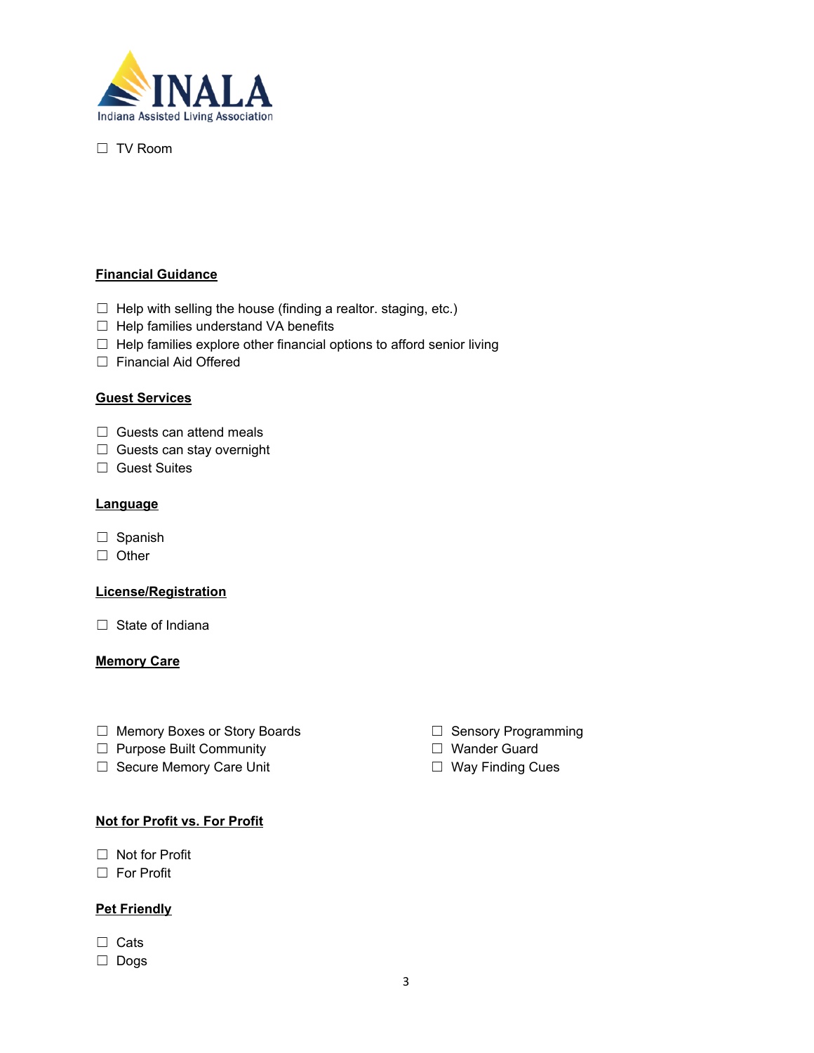☐ TV Room

**Financial Guidance**

☐ Help with selling the house (finding a realtor. staging, etc.)
☐ Help families understand VA benefits
☐ Help families explore other financial options to afford senior living
☐ Financial Aid Offered

**Guest Services**

☐ Guests can attend meals
☐ Guests can stay overnight
☐ Guest Suites

**Language**

☐ Spanish
☐ Other

**License/Registration**

☐ State of Indiana

**Memory Care**

☐ Memory Boxes or Story Boards
☐ Purpose Built Community
☐ Secure Memory Care Unit
☐ Sensory Programming
☐ Wander Guard
☐ Way Finding Cues

**Not for Profit vs. For Profit**

☐ Not for Profit
☐ For Profit

**Pet Friendly**

☐ Cats
☐ Dogs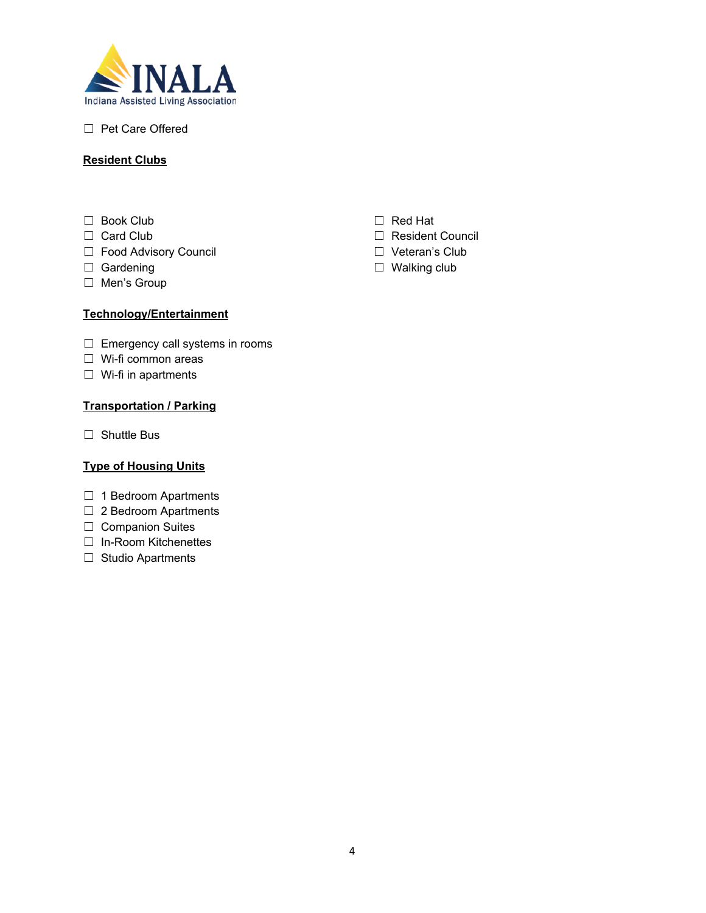☐ Pet Care Offered

**Resident Clubs**

☐ Book Club
☐ Card Club
☐ Food Advisory Council
☐ Gardening
☐ Men's Group
☐ Red Hat
☐ Resident Council
☐ Veteran's Club
☐ Walking club

**Technology/Entertainment**

☐ Emergency call systems in rooms
☐ Wi-fi common areas
☐ Wi-fi in apartments

**Transportation / Parking**

☐ Shuttle Bus

**Type of Housing Units**

☐ 1 Bedroom Apartments
☐ 2 Bedroom Apartments
☐ Companion Suites
☐ In-Room Kitchenettes
☐ Studio Apartments